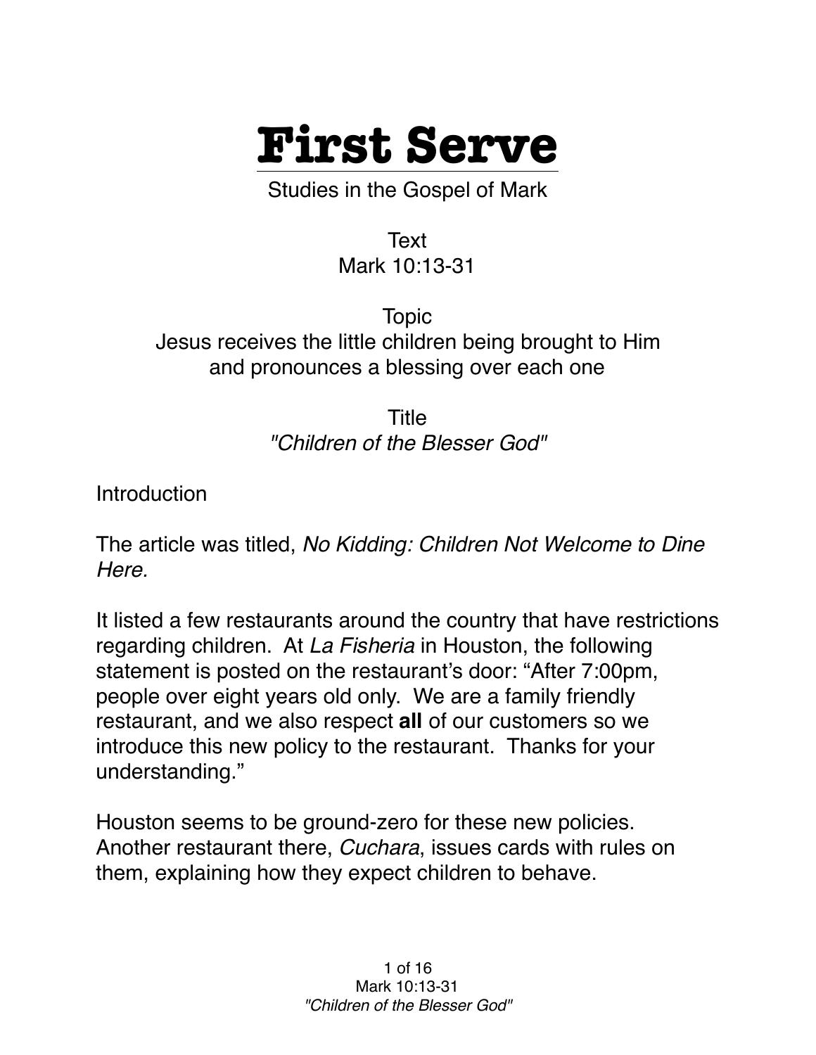# First Serve

Studies in the Gospel of Mark

Text
Mark 10:13-31

Topic
Jesus receives the little children being brought to Him and pronounces a blessing over each one

Title
*"Children of the Blesser God"*

Introduction

The article was titled, *No Kidding: Children Not Welcome to Dine Here.*

It listed a few restaurants around the country that have restrictions regarding children. At *La Fisheria* in Houston, the following statement is posted on the restaurant's door: "After 7:00pm, people over eight years old only. We are a family friendly restaurant, and we also respect **all** of our customers so we introduce this new policy to the restaurant. Thanks for your understanding."

Houston seems to be ground-zero for these new policies. Another restaurant there, *Cuchara*, issues cards with rules on them, explaining how they expect children to behave.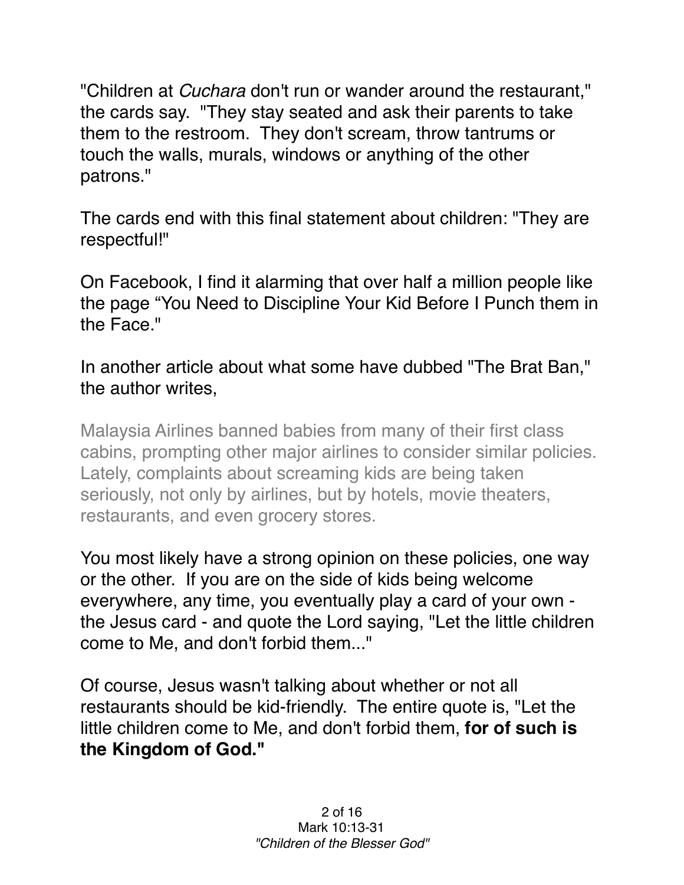"Children at *Cuchara* don't run or wander around the restaurant," the cards say. "They stay seated and ask their parents to take them to the restroom. They don't scream, throw tantrums or touch the walls, murals, windows or anything of the other patrons."

The cards end with this final statement about children: "They are respectful!"

On Facebook, I find it alarming that over half a million people like the page “You Need to Discipline Your Kid Before I Punch them in the Face."

In another article about what some have dubbed "The Brat Ban," the author writes,

> Malaysia Airlines banned babies from many of their first class cabins, prompting other major airlines to consider similar policies. Lately, complaints about screaming kids are being taken seriously, not only by airlines, but by hotels, movie theaters, restaurants, and even grocery stores.

You most likely have a strong opinion on these policies, one way or the other. If you are on the side of kids being welcome everywhere, any time, you eventually play a card of your own - the Jesus card - and quote the Lord saying, "Let the little children come to Me, and don't forbid them..."

Of course, Jesus wasn't talking about whether or not all restaurants should be kid-friendly. The entire quote is, "Let the little children come to Me, and don't forbid them, **for of such is the Kingdom of God."**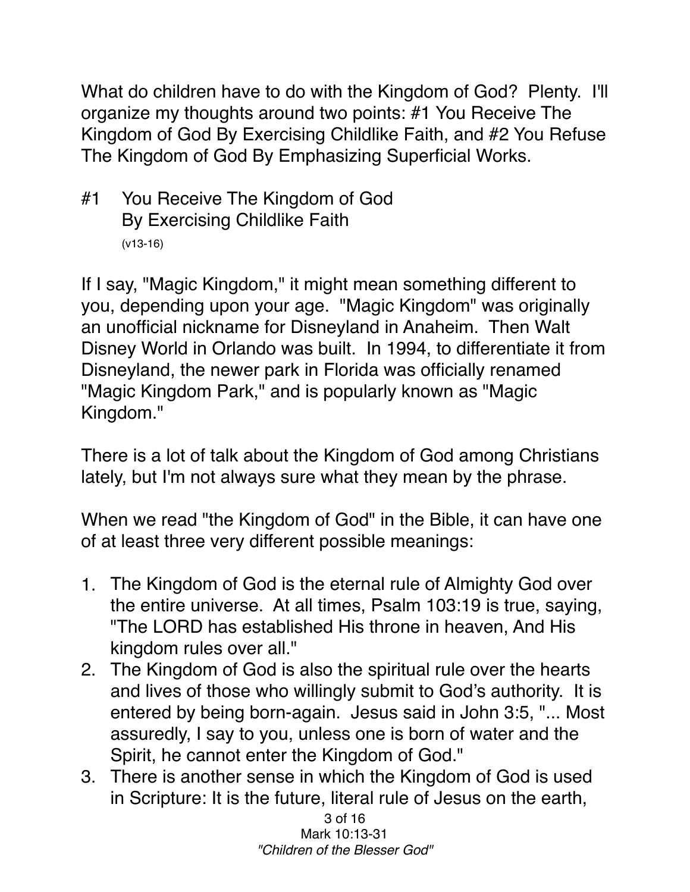What do children have to do with the Kingdom of God? Plenty. I'll organize my thoughts around two points: #1 You Receive The Kingdom of God By Exercising Childlike Faith, and #2 You Refuse The Kingdom of God By Emphasizing Superficial Works.

## #1 You Receive The Kingdom of God By Exercising Childlike Faith

(v13-16)

If I say, "Magic Kingdom," it might mean something different to you, depending upon your age. "Magic Kingdom" was originally an unofficial nickname for Disneyland in Anaheim. Then Walt Disney World in Orlando was built. In 1994, to differentiate it from Disneyland, the newer park in Florida was officially renamed "Magic Kingdom Park," and is popularly known as "Magic Kingdom."

There is a lot of talk about the Kingdom of God among Christians lately, but I'm not always sure what they mean by the phrase.

When we read "the Kingdom of God" in the Bible, it can have one of at least three very different possible meanings:

1. The Kingdom of God is the eternal rule of Almighty God over the entire universe. At all times, Psalm 103:19 is true, saying, "The LORD has established His throne in heaven, And His kingdom rules over all."
2. The Kingdom of God is also the spiritual rule over the hearts and lives of those who willingly submit to God's authority. It is entered by being born-again. Jesus said in John 3:5, "... Most assuredly, I say to you, unless one is born of water and the Spirit, he cannot enter the Kingdom of God."
3. There is another sense in which the Kingdom of God is used in Scripture: It is the future, literal rule of Jesus on the earth,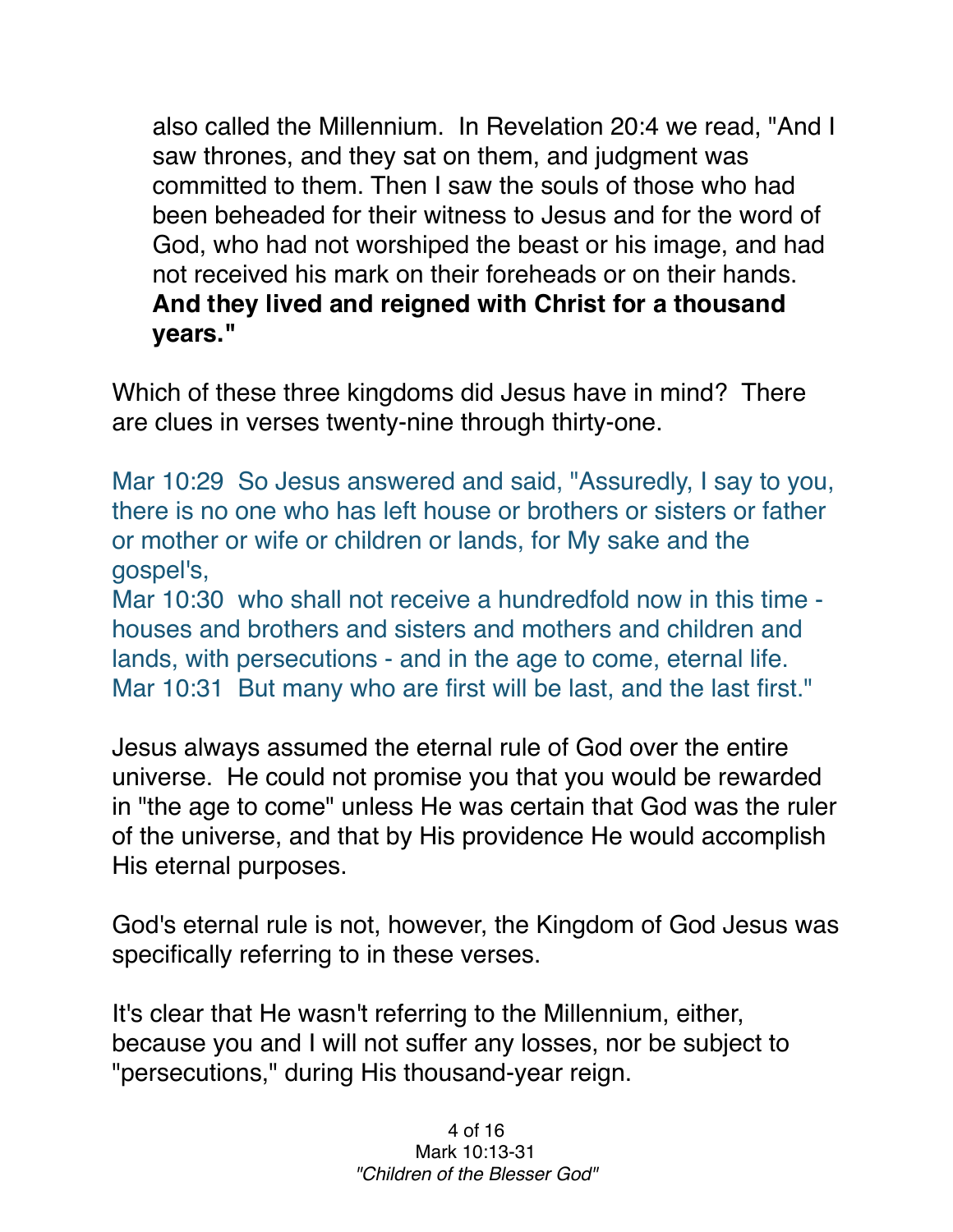also called the Millennium. In Revelation 20:4 we read, "And I saw thrones, and they sat on them, and judgment was committed to them. Then I saw the souls of those who had been beheaded for their witness to Jesus and for the word of God, who had not worshiped the beast or his image, and had not received his mark on their foreheads or on their hands. **And they lived and reigned with Christ for a thousand years."**

Which of these three kingdoms did Jesus have in mind? There are clues in verses twenty-nine through thirty-one.

Mar 10:29 So Jesus answered and said, "Assuredly, I say to you, there is no one who has left house or brothers or sisters or father or mother or wife or children or lands, for My sake and the gospel's,
Mar 10:30 who shall not receive a hundredfold now in this time - houses and brothers and sisters and mothers and children and lands, with persecutions - and in the age to come, eternal life.
Mar 10:31 But many who are first will be last, and the last first."

Jesus always assumed the eternal rule of God over the entire universe. He could not promise you that you would be rewarded in "the age to come" unless He was certain that God was the ruler of the universe, and that by His providence He would accomplish His eternal purposes.

God's eternal rule is not, however, the Kingdom of God Jesus was specifically referring to in these verses.

It's clear that He wasn't referring to the Millennium, either, because you and I will not suffer any losses, nor be subject to "persecutions," during His thousand-year reign.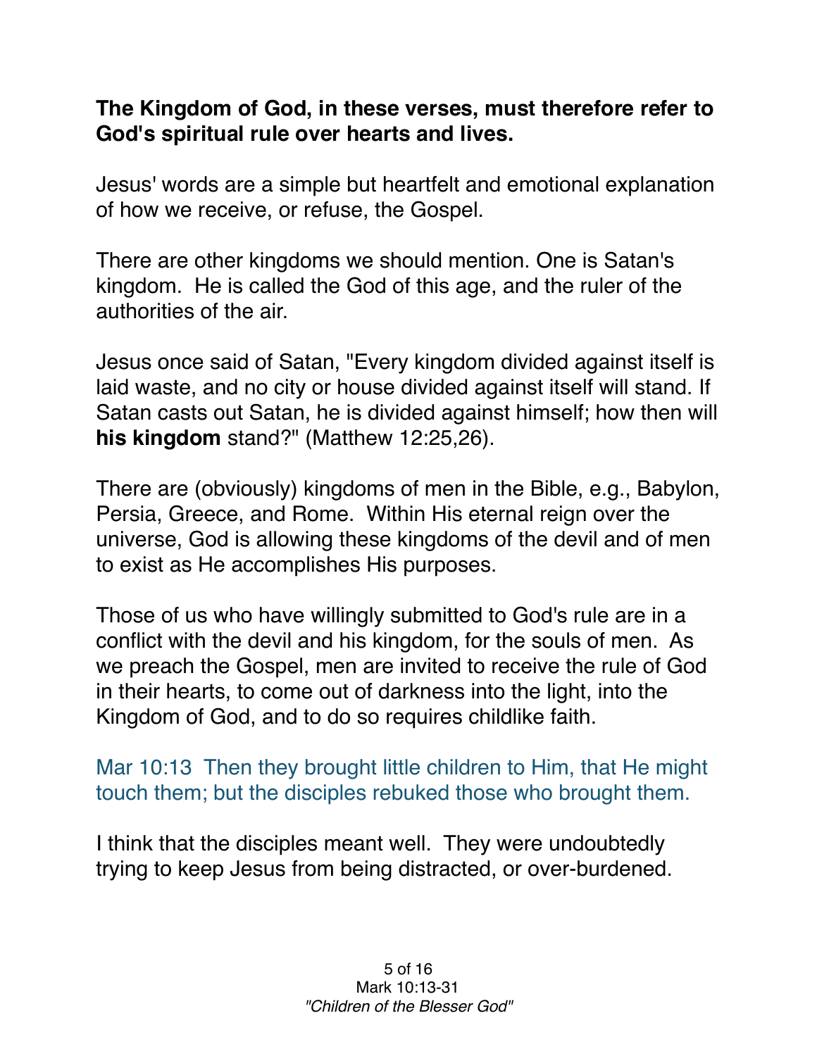**The Kingdom of God, in these verses, must therefore refer to God's spiritual rule over hearts and lives.**

Jesus' words are a simple but heartfelt and emotional explanation of how we receive, or refuse, the Gospel.

There are other kingdoms we should mention. One is Satan's kingdom. He is called the God of this age, and the ruler of the authorities of the air.

Jesus once said of Satan, "Every kingdom divided against itself is laid waste, and no city or house divided against itself will stand. If Satan casts out Satan, he is divided against himself; how then will **his kingdom** stand?" (Matthew 12:25,26).

There are (obviously) kingdoms of men in the Bible, e.g., Babylon, Persia, Greece, and Rome. Within His eternal reign over the universe, God is allowing these kingdoms of the devil and of men to exist as He accomplishes His purposes.

Those of us who have willingly submitted to God's rule are in a conflict with the devil and his kingdom, for the souls of men. As we preach the Gospel, men are invited to receive the rule of God in their hearts, to come out of darkness into the light, into the Kingdom of God, and to do so requires childlike faith.

Mar 10:13 Then they brought little children to Him, that He might touch them; but the disciples rebuked those who brought them.

I think that the disciples meant well. They were undoubtedly trying to keep Jesus from being distracted, or over-burdened.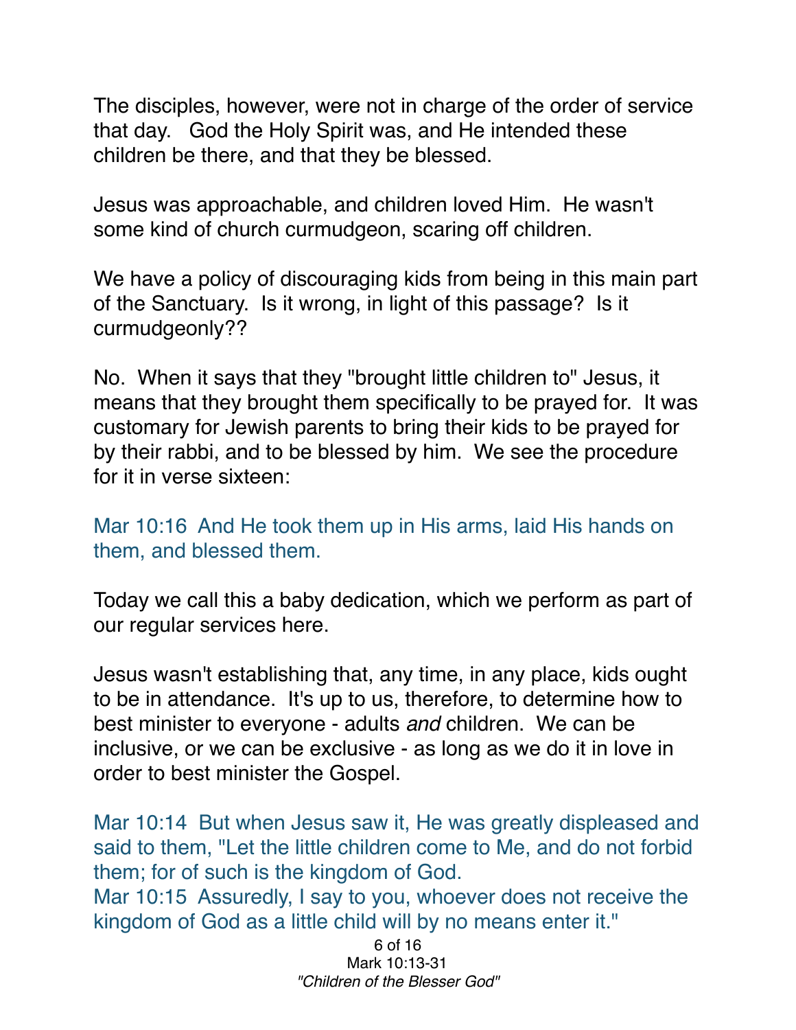The disciples, however, were not in charge of the order of service that day. God the Holy Spirit was, and He intended these children be there, and that they be blessed.

Jesus was approachable, and children loved Him. He wasn't some kind of church curmudgeon, scaring off children.

We have a policy of discouraging kids from being in this main part of the Sanctuary. Is it wrong, in light of this passage? Is it curmudgeonly??

No. When it says that they "brought little children to" Jesus, it means that they brought them specifically to be prayed for. It was customary for Jewish parents to bring their kids to be prayed for by their rabbi, and to be blessed by him. We see the procedure for it in verse sixteen:

Mar 10:16 And He took them up in His arms, laid His hands on them, and blessed them.

Today we call this a baby dedication, which we perform as part of our regular services here.

Jesus wasn't establishing that, any time, in any place, kids ought to be in attendance. It's up to us, therefore, to determine how to best minister to everyone - adults *and* children. We can be inclusive, or we can be exclusive - as long as we do it in love in order to best minister the Gospel.

Mar 10:14 But when Jesus saw it, He was greatly displeased and said to them, "Let the little children come to Me, and do not forbid them; for of such is the kingdom of God.
Mar 10:15 Assuredly, I say to you, whoever does not receive the kingdom of God as a little child will by no means enter it."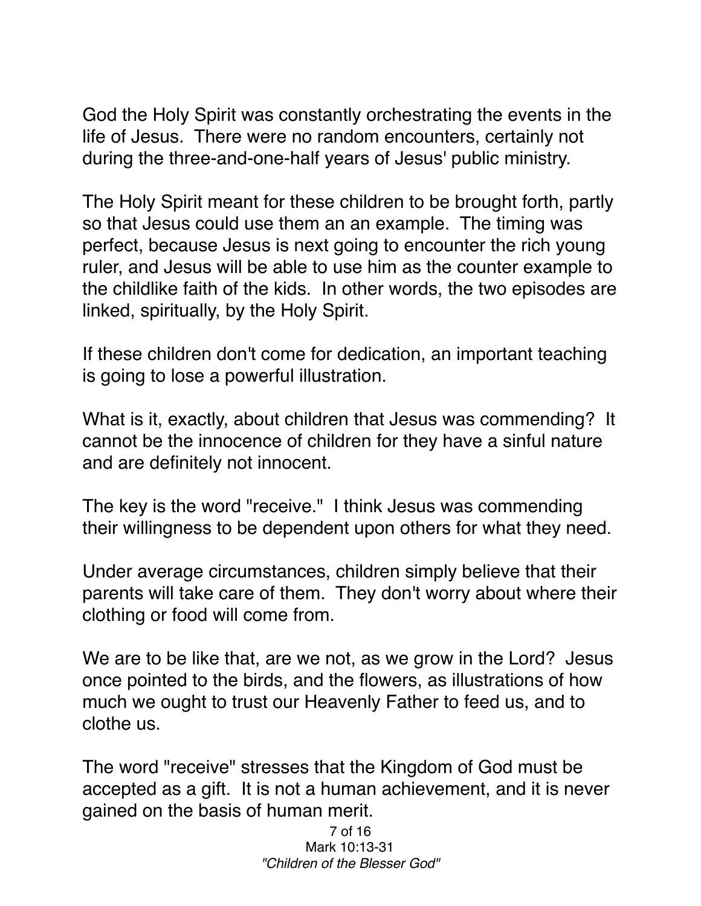God the Holy Spirit was constantly orchestrating the events in the life of Jesus. There were no random encounters, certainly not during the three-and-one-half years of Jesus' public ministry.

The Holy Spirit meant for these children to be brought forth, partly so that Jesus could use them an an example. The timing was perfect, because Jesus is next going to encounter the rich young ruler, and Jesus will be able to use him as the counter example to the childlike faith of the kids. In other words, the two episodes are linked, spiritually, by the Holy Spirit.

If these children don't come for dedication, an important teaching is going to lose a powerful illustration.

What is it, exactly, about children that Jesus was commending? It cannot be the innocence of children for they have a sinful nature and are definitely not innocent.

The key is the word "receive." I think Jesus was commending their willingness to be dependent upon others for what they need.

Under average circumstances, children simply believe that their parents will take care of them. They don't worry about where their clothing or food will come from.

We are to be like that, are we not, as we grow in the Lord? Jesus once pointed to the birds, and the flowers, as illustrations of how much we ought to trust our Heavenly Father to feed us, and to clothe us.

The word "receive" stresses that the Kingdom of God must be accepted as a gift. It is not a human achievement, and it is never gained on the basis of human merit.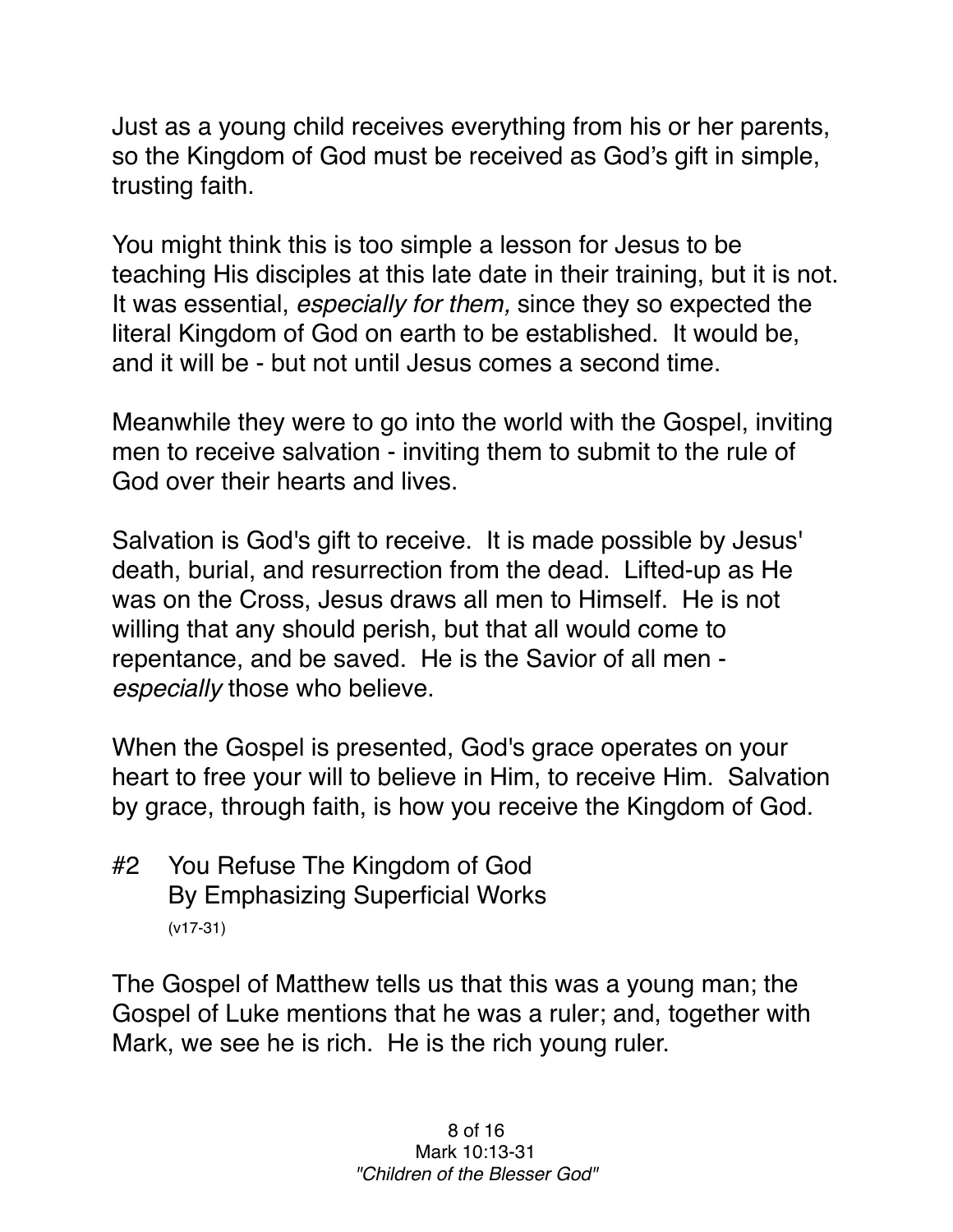Just as a young child receives everything from his or her parents, so the Kingdom of God must be received as God's gift in simple, trusting faith.

You might think this is too simple a lesson for Jesus to be teaching His disciples at this late date in their training, but it is not. It was essential, *especially for them,* since they so expected the literal Kingdom of God on earth to be established. It would be, and it will be - but not until Jesus comes a second time.

Meanwhile they were to go into the world with the Gospel, inviting men to receive salvation - inviting them to submit to the rule of God over their hearts and lives.

Salvation is God's gift to receive. It is made possible by Jesus' death, burial, and resurrection from the dead. Lifted-up as He was on the Cross, Jesus draws all men to Himself. He is not willing that any should perish, but that all would come to repentance, and be saved. He is the Savior of all men - *especially* those who believe.

When the Gospel is presented, God's grace operates on your heart to free your will to believe in Him, to receive Him. Salvation by grace, through faith, is how you receive the Kingdom of God.

#2 You Refuse The Kingdom of God By Emphasizing Superficial Works
(v17-31)

The Gospel of Matthew tells us that this was a young man; the Gospel of Luke mentions that he was a ruler; and, together with Mark, we see he is rich. He is the rich young ruler.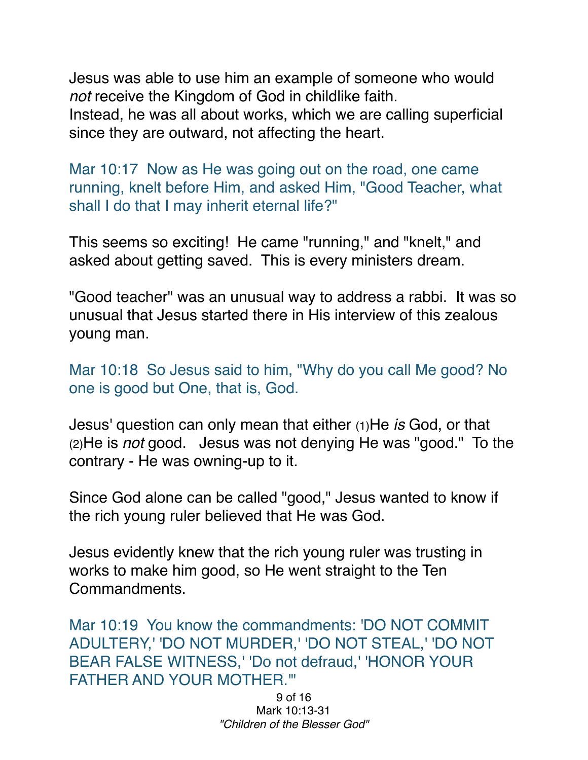Jesus was able to use him an example of someone who would *not* receive the Kingdom of God in childlike faith.
Instead, he was all about works, which we are calling superficial since they are outward, not affecting the heart.

Mar 10:17 Now as He was going out on the road, one came running, knelt before Him, and asked Him, "Good Teacher, what shall I do that I may inherit eternal life?"

This seems so exciting! He came "running," and "knelt," and asked about getting saved. This is every ministers dream.

"Good teacher" was an unusual way to address a rabbi. It was so unusual that Jesus started there in His interview of this zealous young man.

Mar 10:18 So Jesus said to him, "Why do you call Me good? No one is good but One, that is, God.

Jesus' question can only mean that either (1)He *is* God, or that (2)He is *not* good. Jesus was not denying He was "good." To the contrary - He was owning-up to it.

Since God alone can be called "good," Jesus wanted to know if the rich young ruler believed that He was God.

Jesus evidently knew that the rich young ruler was trusting in works to make him good, so He went straight to the Ten Commandments.

Mar 10:19 You know the commandments: 'DO NOT COMMIT ADULTERY,' 'DO NOT MURDER,' 'DO NOT STEAL,' 'DO NOT BEAR FALSE WITNESS,' 'Do not defraud,' 'HONOR YOUR FATHER AND YOUR MOTHER.'"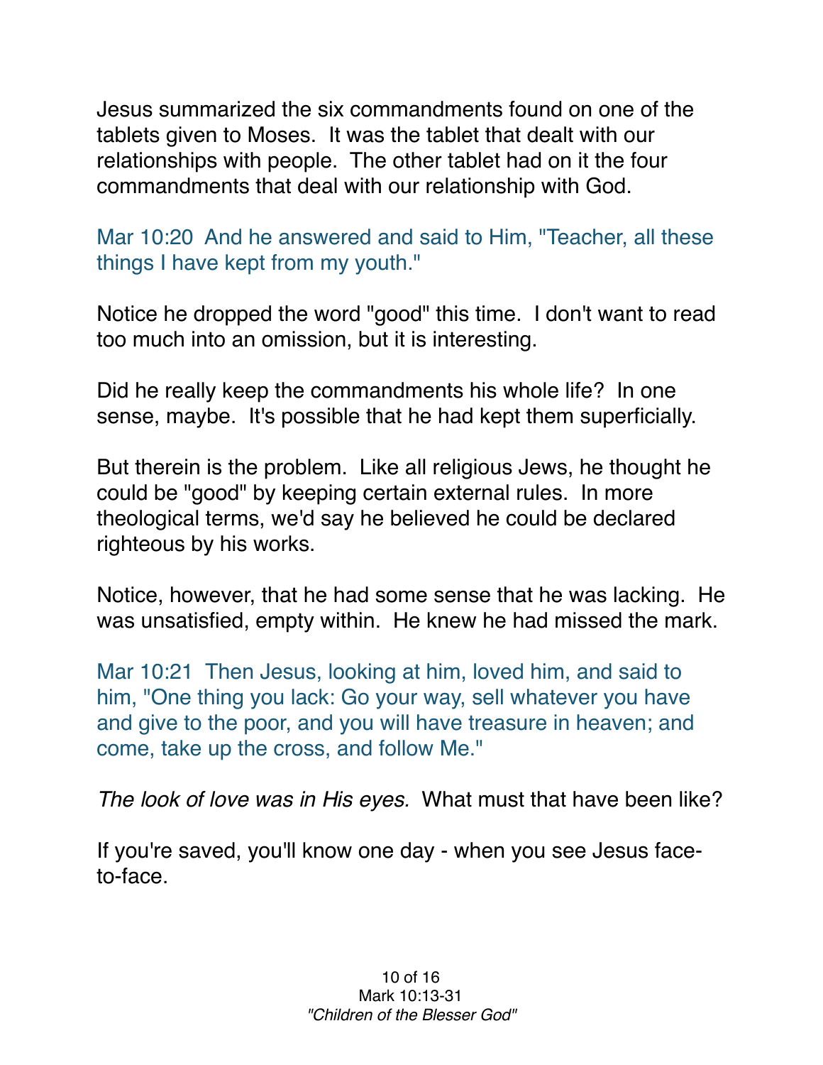Jesus summarized the six commandments found on one of the tablets given to Moses. It was the tablet that dealt with our relationships with people. The other tablet had on it the four commandments that deal with our relationship with God.

Mar 10:20 And he answered and said to Him, "Teacher, all these things I have kept from my youth."

Notice he dropped the word "good" this time. I don't want to read too much into an omission, but it is interesting.

Did he really keep the commandments his whole life? In one sense, maybe. It's possible that he had kept them superficially.

But therein is the problem. Like all religious Jews, he thought he could be "good" by keeping certain external rules. In more theological terms, we'd say he believed he could be declared righteous by his works.

Notice, however, that he had some sense that he was lacking. He was unsatisfied, empty within. He knew he had missed the mark.

Mar 10:21 Then Jesus, looking at him, loved him, and said to him, "One thing you lack: Go your way, sell whatever you have and give to the poor, and you will have treasure in heaven; and come, take up the cross, and follow Me."

*The look of love was in His eyes.* What must that have been like?

If you're saved, you'll know one day - when you see Jesus face-to-face.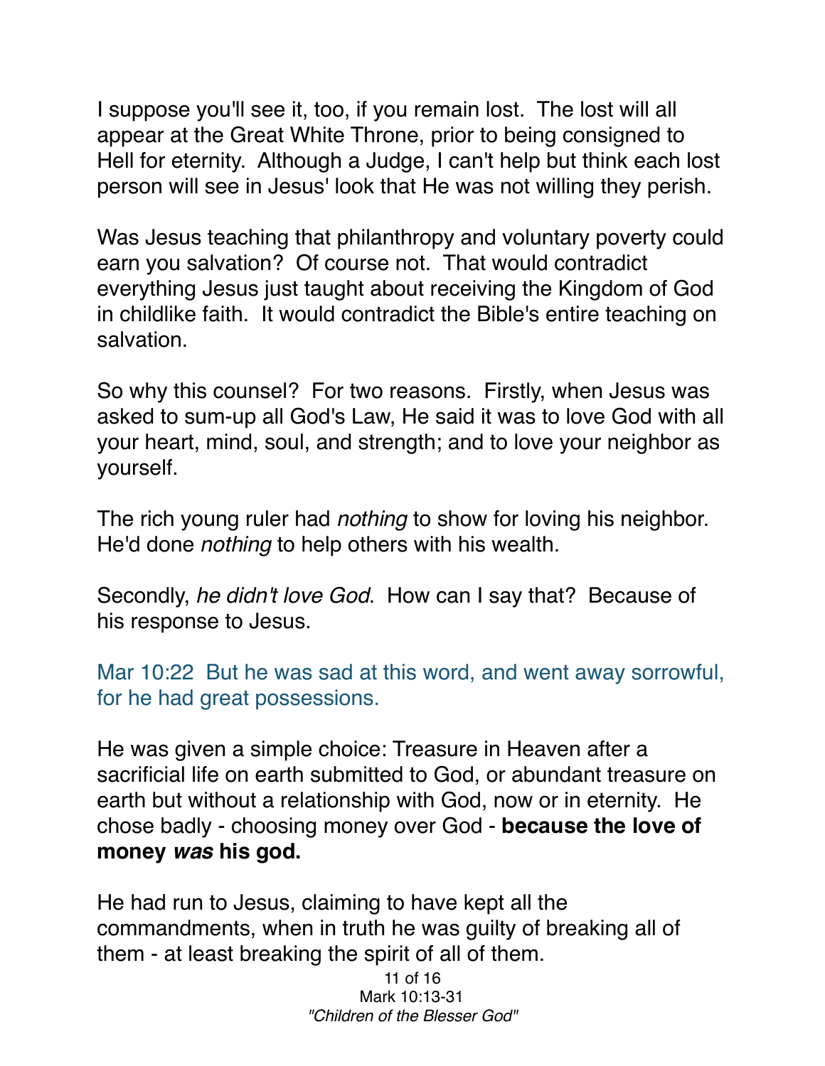I suppose you'll see it, too, if you remain lost. The lost will all appear at the Great White Throne, prior to being consigned to Hell for eternity. Although a Judge, I can't help but think each lost person will see in Jesus' look that He was not willing they perish.

Was Jesus teaching that philanthropy and voluntary poverty could earn you salvation? Of course not. That would contradict everything Jesus just taught about receiving the Kingdom of God in childlike faith. It would contradict the Bible's entire teaching on salvation.

So why this counsel? For two reasons. Firstly, when Jesus was asked to sum-up all God's Law, He said it was to love God with all your heart, mind, soul, and strength; and to love your neighbor as yourself.

The rich young ruler had *nothing* to show for loving his neighbor. He'd done *nothing* to help others with his wealth.

Secondly, *he didn't love God*. How can I say that? Because of his response to Jesus.

Mar 10:22 But he was sad at this word, and went away sorrowful, for he had great possessions.

He was given a simple choice: Treasure in Heaven after a sacrificial life on earth submitted to God, or abundant treasure on earth but without a relationship with God, now or in eternity. He chose badly - choosing money over God - **because the love of money *was* his god.**

He had run to Jesus, claiming to have kept all the commandments, when in truth he was guilty of breaking all of them - at least breaking the spirit of all of them.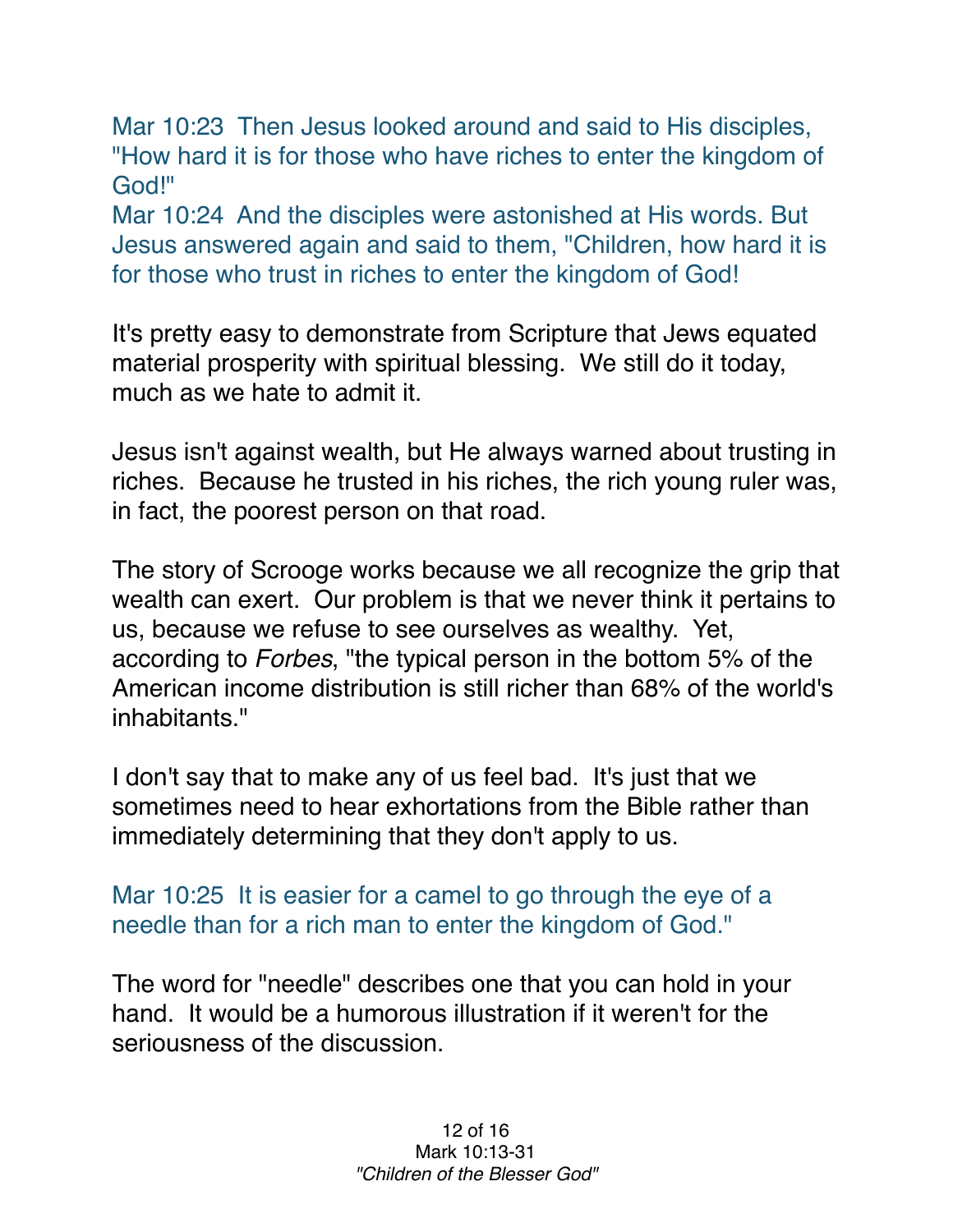Mar 10:23  Then Jesus looked around and said to His disciples, "How hard it is for those who have riches to enter the kingdom of God!"
Mar 10:24  And the disciples were astonished at His words. But Jesus answered again and said to them, "Children, how hard it is for those who trust in riches to enter the kingdom of God!

It's pretty easy to demonstrate from Scripture that Jews equated material prosperity with spiritual blessing.  We still do it today, much as we hate to admit it.

Jesus isn't against wealth, but He always warned about trusting in riches.  Because he trusted in his riches, the rich young ruler was, in fact, the poorest person on that road.

The story of Scrooge works because we all recognize the grip that wealth can exert.  Our problem is that we never think it pertains to us, because we refuse to see ourselves as wealthy.  Yet, according to *Forbes*, "the typical person in the bottom 5% of the American income distribution is still richer than 68% of the world's inhabitants."

I don't say that to make any of us feel bad.  It's just that we sometimes need to hear exhortations from the Bible rather than immediately determining that they don't apply to us.

Mar 10:25  It is easier for a camel to go through the eye of a needle than for a rich man to enter the kingdom of God."

The word for "needle" describes one that you can hold in your hand.  It would be a humorous illustration if it weren't for the seriousness of the discussion.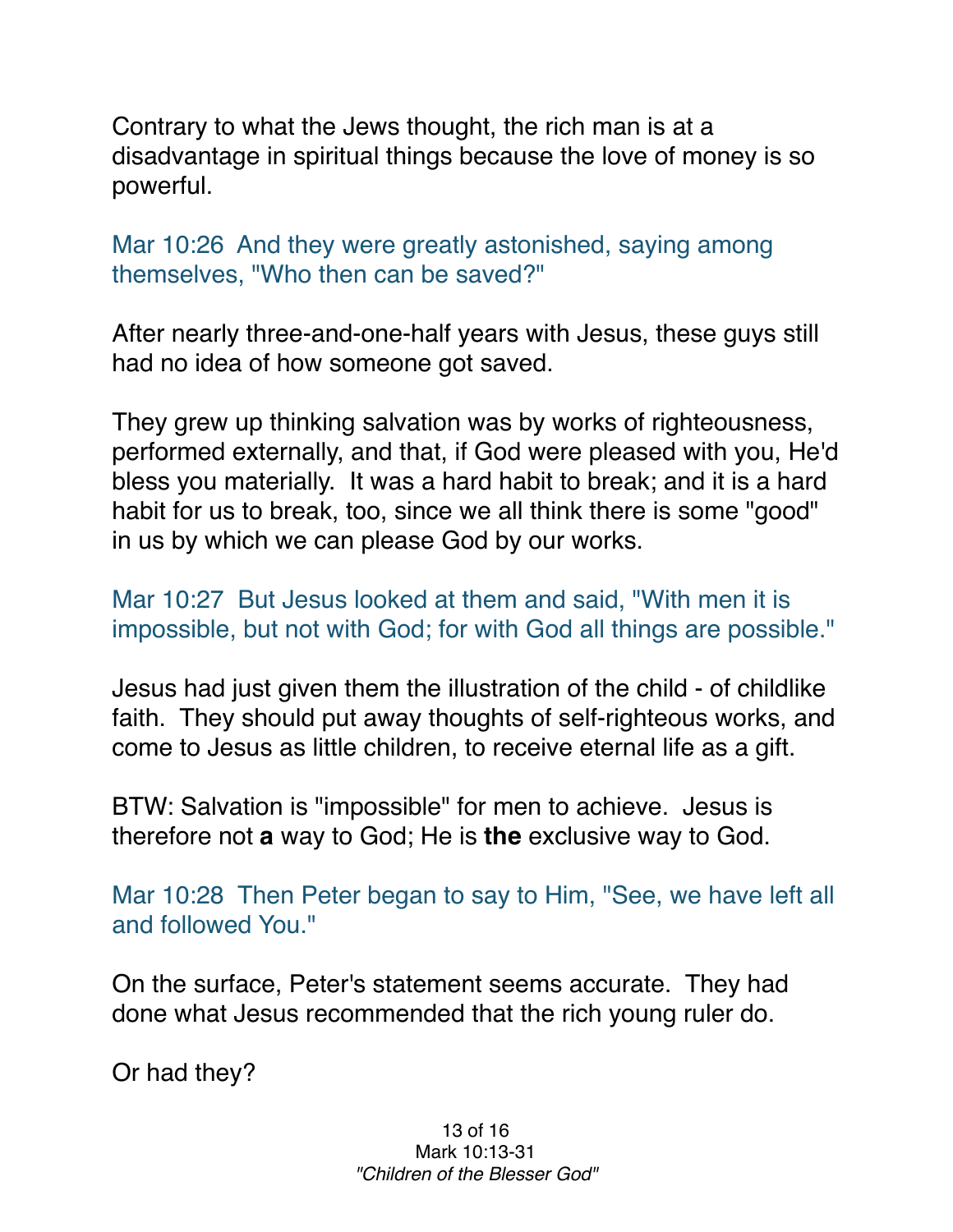Contrary to what the Jews thought, the rich man is at a disadvantage in spiritual things because the love of money is so powerful.

Mar 10:26 And they were greatly astonished, saying among themselves, "Who then can be saved?"

After nearly three-and-one-half years with Jesus, these guys still had no idea of how someone got saved.

They grew up thinking salvation was by works of righteousness, performed externally, and that, if God were pleased with you, He'd bless you materially. It was a hard habit to break; and it is a hard habit for us to break, too, since we all think there is some "good" in us by which we can please God by our works.

Mar 10:27 But Jesus looked at them and said, "With men it is impossible, but not with God; for with God all things are possible."

Jesus had just given them the illustration of the child - of childlike faith. They should put away thoughts of self-righteous works, and come to Jesus as little children, to receive eternal life as a gift.

BTW: Salvation is "impossible" for men to achieve. Jesus is therefore not **a** way to God; He is **the** exclusive way to God.

Mar 10:28 Then Peter began to say to Him, "See, we have left all and followed You."

On the surface, Peter's statement seems accurate. They had done what Jesus recommended that the rich young ruler do.

Or had they?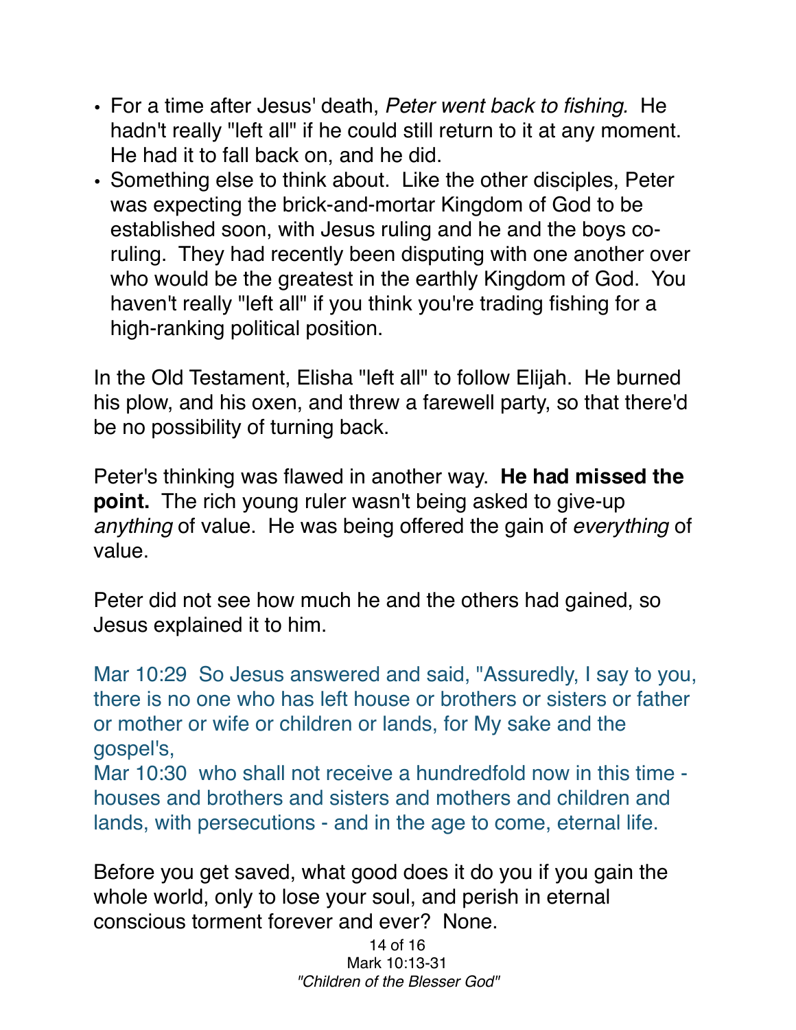- For a time after Jesus' death, *Peter went back to fishing.* He hadn't really "left all" if he could still return to it at any moment. He had it to fall back on, and he did.
- Something else to think about. Like the other disciples, Peter was expecting the brick-and-mortar Kingdom of God to be established soon, with Jesus ruling and he and the boys co-ruling. They had recently been disputing with one another over who would be the greatest in the earthly Kingdom of God. You haven't really "left all" if you think you're trading fishing for a high-ranking political position.

In the Old Testament, Elisha "left all" to follow Elijah. He burned his plow, and his oxen, and threw a farewell party, so that there'd be no possibility of turning back.

Peter's thinking was flawed in another way. **He had missed the point.** The rich young ruler wasn't being asked to give-up *anything* of value. He was being offered the gain of *everything* of value.

Peter did not see how much he and the others had gained, so Jesus explained it to him.

Mar 10:29 So Jesus answered and said, "Assuredly, I say to you, there is no one who has left house or brothers or sisters or father or mother or wife or children or lands, for My sake and the gospel's,
Mar 10:30 who shall not receive a hundredfold now in this time - houses and brothers and sisters and mothers and children and lands, with persecutions - and in the age to come, eternal life.

Before you get saved, what good does it do you if you gain the whole world, only to lose your soul, and perish in eternal conscious torment forever and ever? None.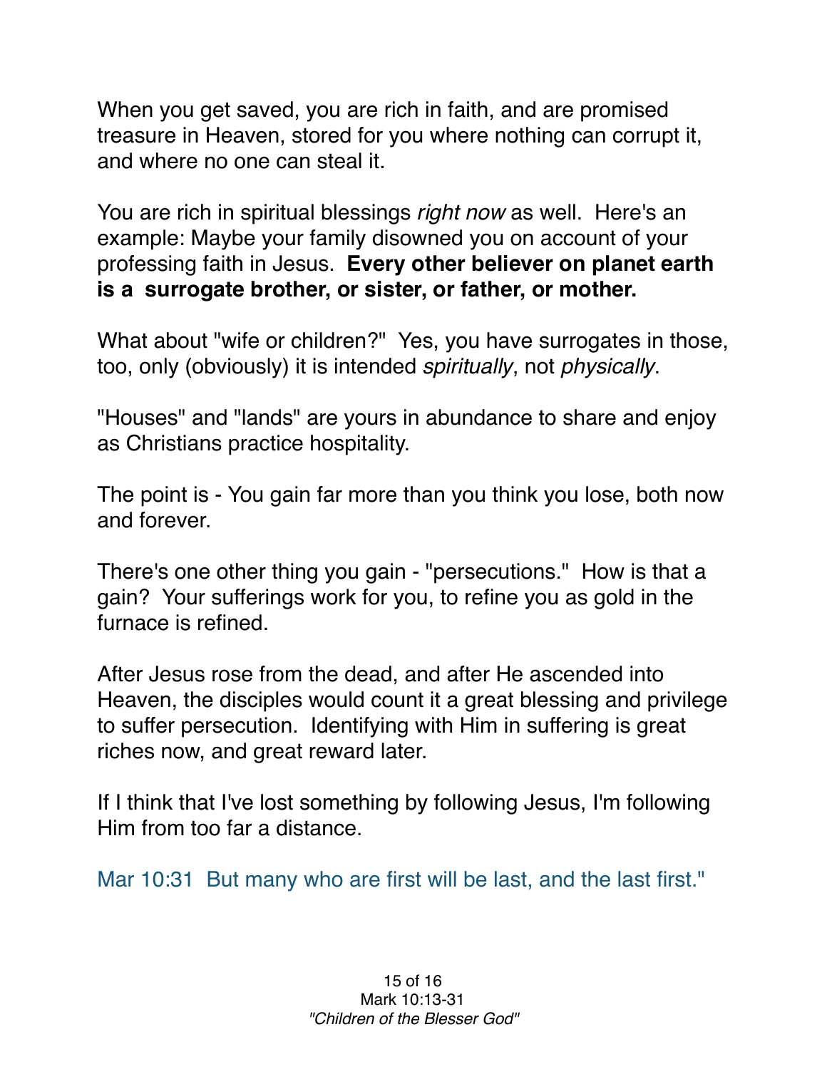When you get saved, you are rich in faith, and are promised treasure in Heaven, stored for you where nothing can corrupt it, and where no one can steal it.

You are rich in spiritual blessings *right now* as well.  Here's an example: Maybe your family disowned you on account of your professing faith in Jesus.  **Every other believer on planet earth is a  surrogate brother, or sister, or father, or mother.**

What about "wife or children?"  Yes, you have surrogates in those, too, only (obviously) it is intended *spiritually*, not *physically*.

"Houses" and "lands" are yours in abundance to share and enjoy as Christians practice hospitality.

The point is - You gain far more than you think you lose, both now and forever.

There's one other thing you gain - "persecutions."  How is that a gain?  Your sufferings work for you, to refine you as gold in the furnace is refined.

After Jesus rose from the dead, and after He ascended into Heaven, the disciples would count it a great blessing and privilege to suffer persecution.  Identifying with Him in suffering is great riches now, and great reward later.

If I think that I've lost something by following Jesus, I'm following Him from too far a distance.

Mar 10:31  But many who are first will be last, and the last first."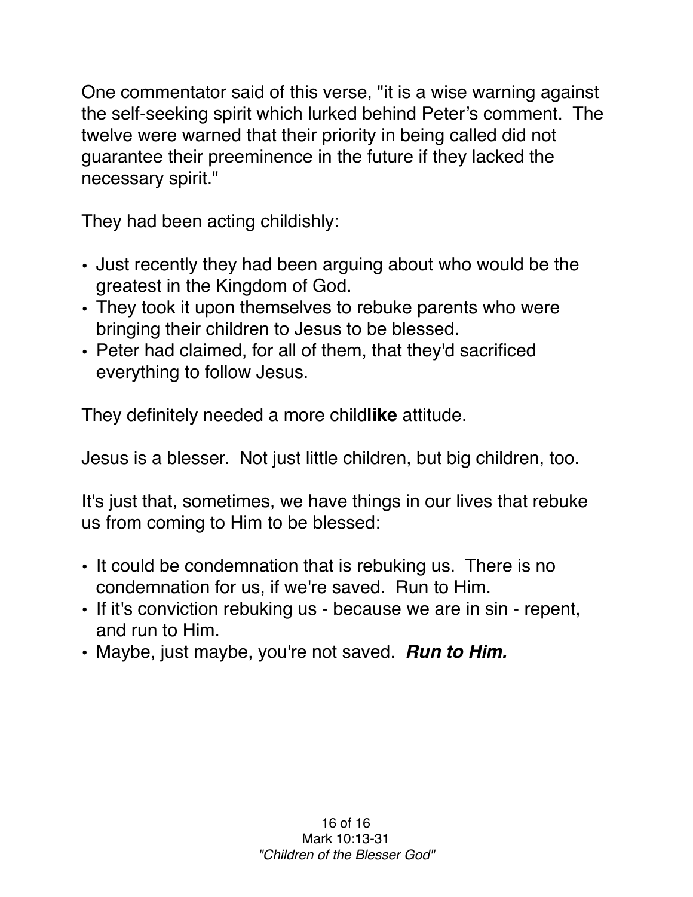One commentator said of this verse, "it is a wise warning against the self-seeking spirit which lurked behind Peter's comment. The twelve were warned that their priority in being called did not guarantee their preeminence in the future if they lacked the necessary spirit."

They had been acting childishly:

- Just recently they had been arguing about who would be the greatest in the Kingdom of God.
- They took it upon themselves to rebuke parents who were bringing their children to Jesus to be blessed.
- Peter had claimed, for all of them, that they'd sacrificed everything to follow Jesus.

They definitely needed a more child**like** attitude.

Jesus is a blesser. Not just little children, but big children, too.

It's just that, sometimes, we have things in our lives that rebuke us from coming to Him to be blessed:

- It could be condemnation that is rebuking us. There is no condemnation for us, if we're saved. Run to Him.
- If it's conviction rebuking us - because we are in sin - repent, and run to Him.
- Maybe, just maybe, you're not saved. ***Run to Him.***